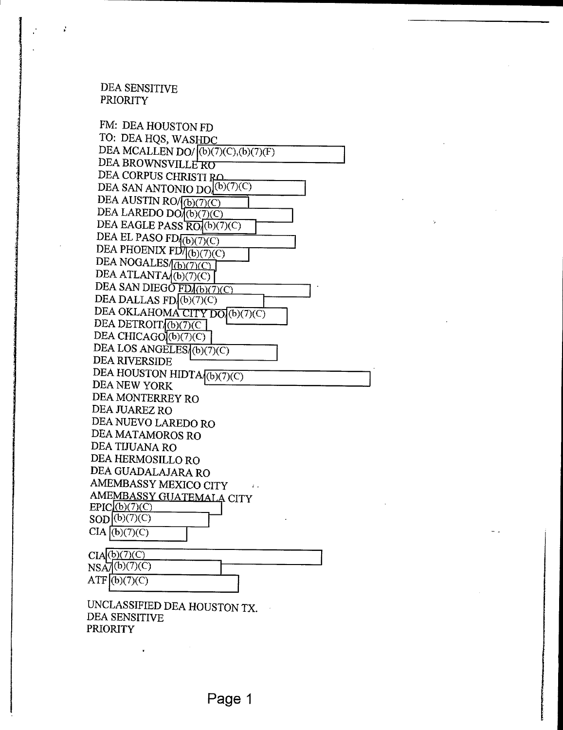DEA SENSITIVE
PRIORITY

FM: DEA HOUSTON FD
TO: DEA HQS, WASHDC
DEA MCALLEN DO/ (b)(7)(C),(b)(7)(F)
DEA BROWNSVILLE RO
DEA CORPUS CHRISTI RO
DEA SAN ANTONIO DO/ (b)(7)(C)
DEA AUSTIN RO/ (b)(7)(C)
DEA LAREDO DO/ (b)(7)(C)
DEA EAGLE PASS RO/ (b)(7)(C)
DEA EL PASO FD/ (b)(7)(C)
DEA PHOENIX FD/ (b)(7)(C)
DEA NOGALES/ (b)(7)(C)
DEA ATLANTA/ (b)(7)(C)
DEA SAN DIEGO FD/ (b)(7)(C)
DEA DALLAS FD/ (b)(7)(C)
DEA OKLAHOMA CITY DO/ (b)(7)(C)
DEA DETROIT/ (b)(7)(C)
DEA CHICAGO (b)(7)(C)
DEA LOS ANGELES/ (b)(7)(C)
DEA RIVERSIDE
DEA HOUSTON HIDTA/ (b)(7)(C)
DEA NEW YORK
DEA MONTERREY RO
DEA JUAREZ RO
DEA NUEVO LAREDO RO
DEA MATAMOROS RO
DEA TIJUANA RO
DEA HERMOSILLO RO
DEA GUADALAJARA RO
AMEMBASSY MEXICO CITY
AMEMBASSY GUATEMALA CITY
EPIC (b)(7)(C)
SOD (b)(7)(C)
CIA (b)(7)(C)

CIA (b)(7)(C)
NSA/ (b)(7)(C)
ATF (b)(7)(C)

UNCLASSIFIED DEA HOUSTON TX.
DEA SENSITIVE
PRIORITY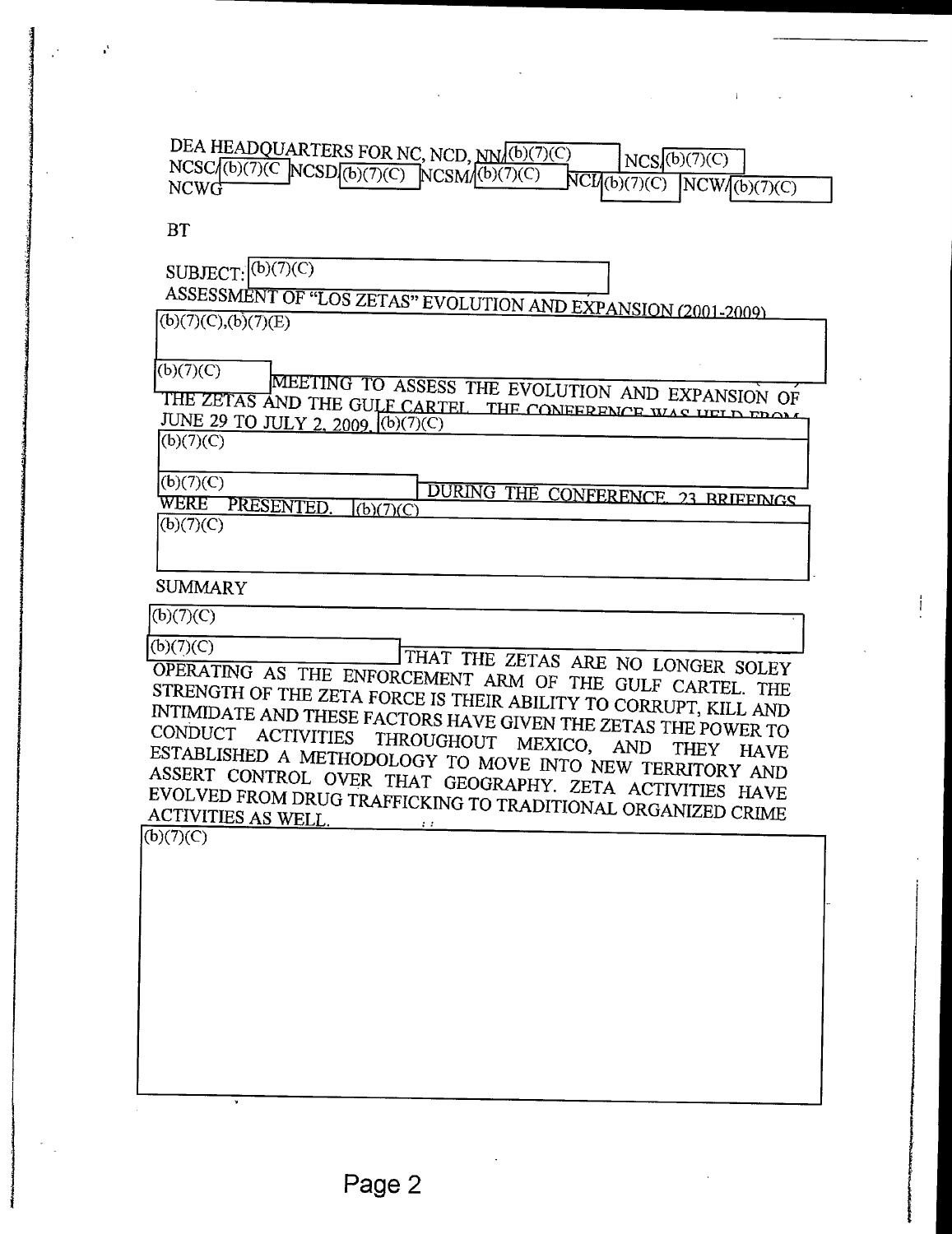DEA HEADQUARTERS FOR NC, NCD, NN/(b)(7)(C) NCS/(b)(7)(C) NCSC/(b)(7)(C NCSD/(b)(7)(C) NCSM/(b)(7)(C) NCI/(b)(7)(C) NCW/(b)(7)(C) NCWG

BT

SUBJECT: (b)(7)(C)

ASSESSMENT OF "LOS ZETAS" EVOLUTION AND EXPANSION (2001-2009)

(b)(7)(C),(b)(7)(E)

(b)(7)(C) MEETING TO ASSESS THE EVOLUTION AND EXPANSION OF THE ZETAS AND THE GULF CARTEL. THE CONFERENCE WAS HELD FROM JUNE 29 TO JULY 2, 2009. (b)(7)(C)

(b)(7)(C)

(b)(7)(C) DURING THE CONFERENCE 23 BRIEFINGS WERE PRESENTED. (b)(7)(C)

(b)(7)(C)

SUMMARY

(b)(7)(C)

(b)(7)(C) THAT THE ZETAS ARE NO LONGER SOLEY OPERATING AS THE ENFORCEMENT ARM OF THE GULF CARTEL. THE STRENGTH OF THE ZETA FORCE IS THEIR ABILITY TO CORRUPT, KILL AND INTIMIDATE AND THESE FACTORS HAVE GIVEN THE ZETAS THE POWER TO CONDUCT ACTIVITIES THROUGHOUT MEXICO, AND THEY HAVE ESTABLISHED A METHODOLOGY TO MOVE INTO NEW TERRITORY AND ASSERT CONTROL OVER THAT GEOGRAPHY. ZETA ACTIVITIES HAVE EVOLVED FROM DRUG TRAFFICKING TO TRADITIONAL ORGANIZED CRIME ACTIVITIES AS WELL.

(b)(7)(C)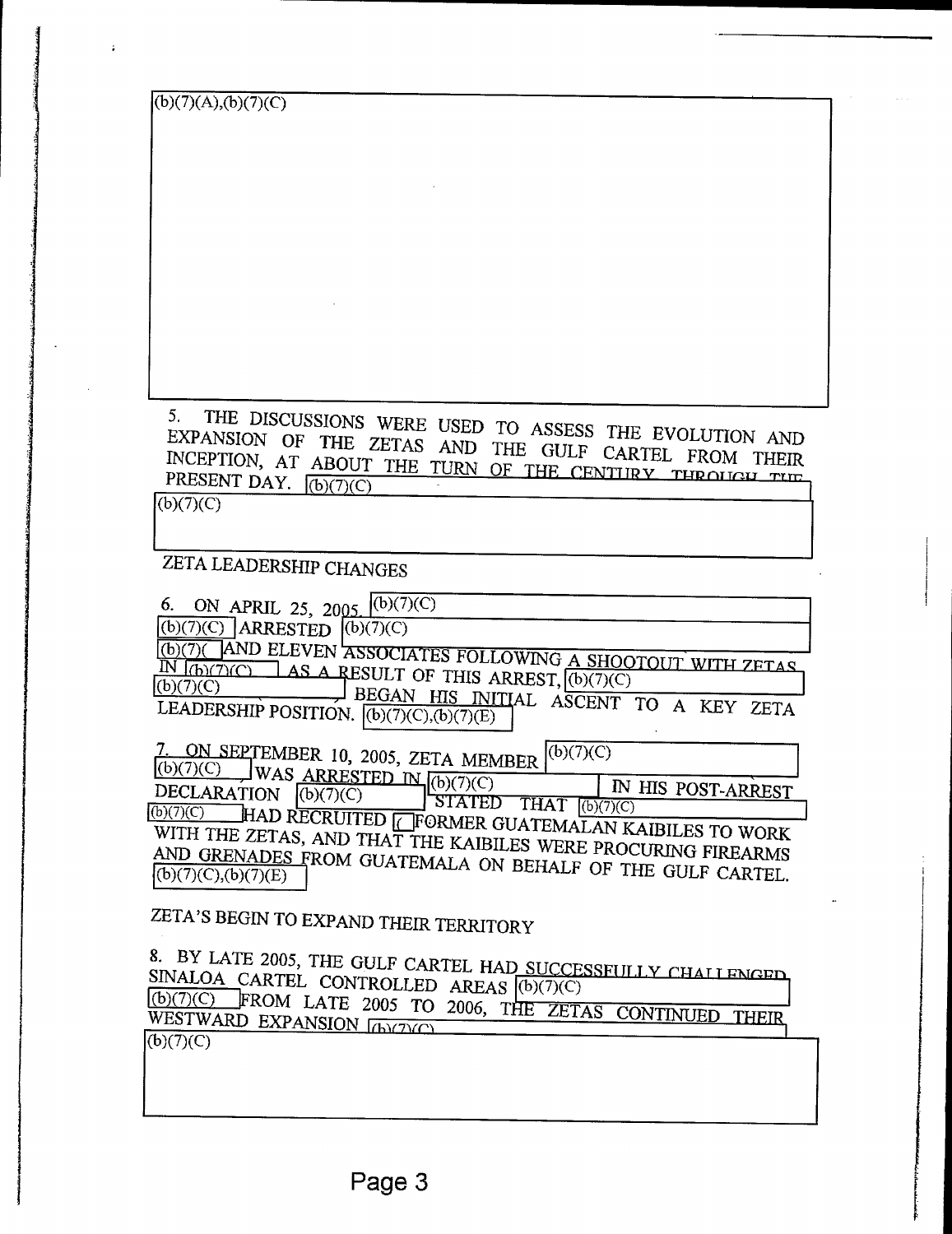(b)(7)(A),(b)(7)(C)

5. THE DISCUSSIONS WERE USED TO ASSESS THE EVOLUTION AND EXPANSION OF THE ZETAS AND THE GULF CARTEL FROM THEIR INCEPTION, AT ABOUT THE TURN OF THE CENTURY THROUGH THE PRESENT DAY. (b)(7)(C)

(b)(7)(C)

ZETA LEADERSHIP CHANGES

6. ON APRIL 25, 2005, (b)(7)(C) (b)(7)(C) ARRESTED (b)(7)(C) (b)(7)( AND ELEVEN ASSOCIATES FOLLOWING A SHOOTOUT WITH ZETAS IN (b)(7)(C). AS A RESULT OF THIS ARREST, (b)(7)(C) (b)(7)(C) BEGAN HIS INITIAL ASCENT TO A KEY ZETA LEADERSHIP POSITION. (b)(7)(C),(b)(7)(E)

7. ON SEPTEMBER 10, 2005, ZETA MEMBER (b)(7)(C) (b)(7)(C) WAS ARRESTED IN (b)(7)(C). IN HIS POST-ARREST DECLARATION (b)(7)(C) STATED THAT (b)(7)(C) (b)(7)(C) HAD RECRUITED ( FORMER GUATEMALAN KAIBILES TO WORK WITH THE ZETAS, AND THAT THE KAIBILES WERE PROCURING FIREARMS AND GRENADES FROM GUATEMALA ON BEHALF OF THE GULF CARTEL. (b)(7)(C),(b)(7)(E)

ZETA'S BEGIN TO EXPAND THEIR TERRITORY

8. BY LATE 2005, THE GULF CARTEL HAD SUCCESSFULLY CHALLENGED SINALOA CARTEL CONTROLLED AREAS (b)(7)(C) (b)(7)(C) FROM LATE 2005 TO 2006, THE ZETAS CONTINUED THEIR WESTWARD EXPANSION (b)(7)(C)

(b)(7)(C)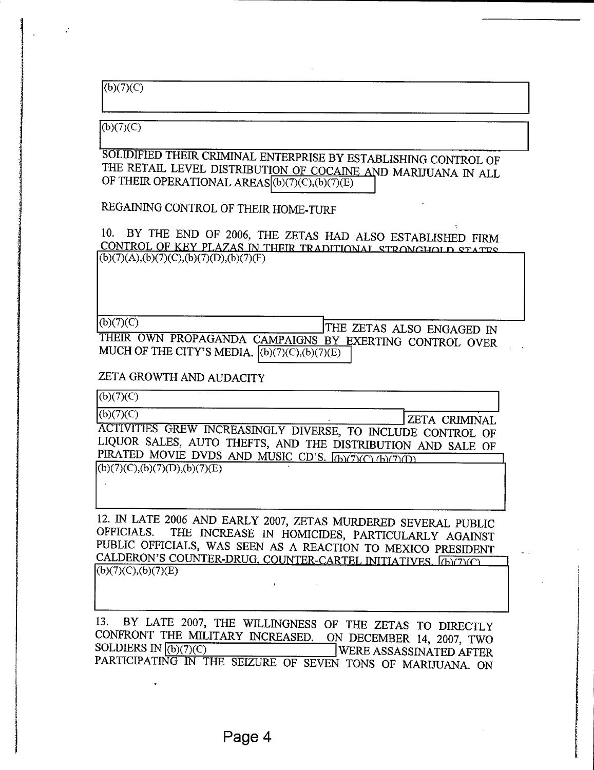(b)(7)(C)

(b)(7)(C)

SOLIDIFIED THEIR CRIMINAL ENTERPRISE BY ESTABLISHING CONTROL OF THE RETAIL LEVEL DISTRIBUTION OF COCAINE AND MARIJUANA IN ALL OF THEIR OPERATIONAL AREAS (b)(7)(C),(b)(7)(E)

REGAINING CONTROL OF THEIR HOME-TURF

10. BY THE END OF 2006, THE ZETAS HAD ALSO ESTABLISHED FIRM CONTROL OF KEY PLAZAS IN THEIR TRADITIONAL STRONGHOLD STATES (b)(7)(A),(b)(7)(C),(b)(7)(D),(b)(7)(F)

(b)(7)(C) THE ZETAS ALSO ENGAGED IN THEIR OWN PROPAGANDA CAMPAIGNS BY EXERTING CONTROL OVER MUCH OF THE CITY'S MEDIA. (b)(7)(C),(b)(7)(E)

ZETA GROWTH AND AUDACITY

(b)(7)(C)

(b)(7)(C) ZETA CRIMINAL ACTIVITIES GREW INCREASINGLY DIVERSE, TO INCLUDE CONTROL OF LIQUOR SALES, AUTO THEFTS, AND THE DISTRIBUTION AND SALE OF PIRATED MOVIE DVDS AND MUSIC CD'S. (b)(7)(C),(b)(7)(D)
(b)(7)(C),(b)(7)(D),(b)(7)(E)

12. IN LATE 2006 AND EARLY 2007, ZETAS MURDERED SEVERAL PUBLIC OFFICIALS. THE INCREASE IN HOMICIDES, PARTICULARLY AGAINST PUBLIC OFFICIALS, WAS SEEN AS A REACTION TO MEXICO PRESIDENT CALDERON'S COUNTER-DRUG, COUNTER-CARTEL INITIATIVES. (b)(7)(C)
(b)(7)(C),(b)(7)(E)

13. BY LATE 2007, THE WILLINGNESS OF THE ZETAS TO DIRECTLY CONFRONT THE MILITARY INCREASED. ON DECEMBER 14, 2007, TWO SOLDIERS IN (b)(7)(C) WERE ASSASSINATED AFTER PARTICIPATING IN THE SEIZURE OF SEVEN TONS OF MARIJUANA. ON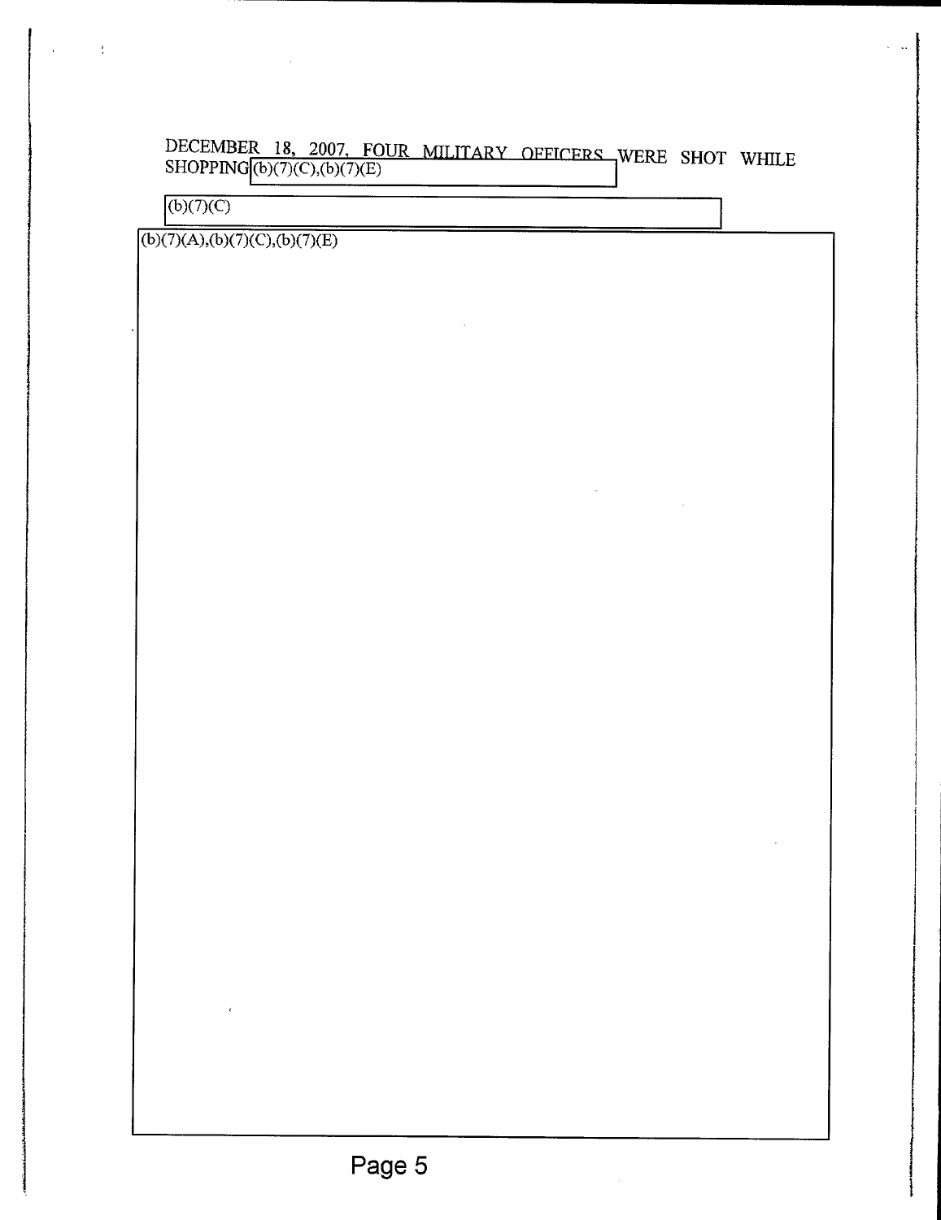DECEMBER 18, 2007, FOUR MILITARY OFFICERS WERE SHOT WHILE SHOPPING (b)(7)(C),(b)(7)(E)

(b)(7)(C)

(b)(7)(A),(b)(7)(C),(b)(7)(E)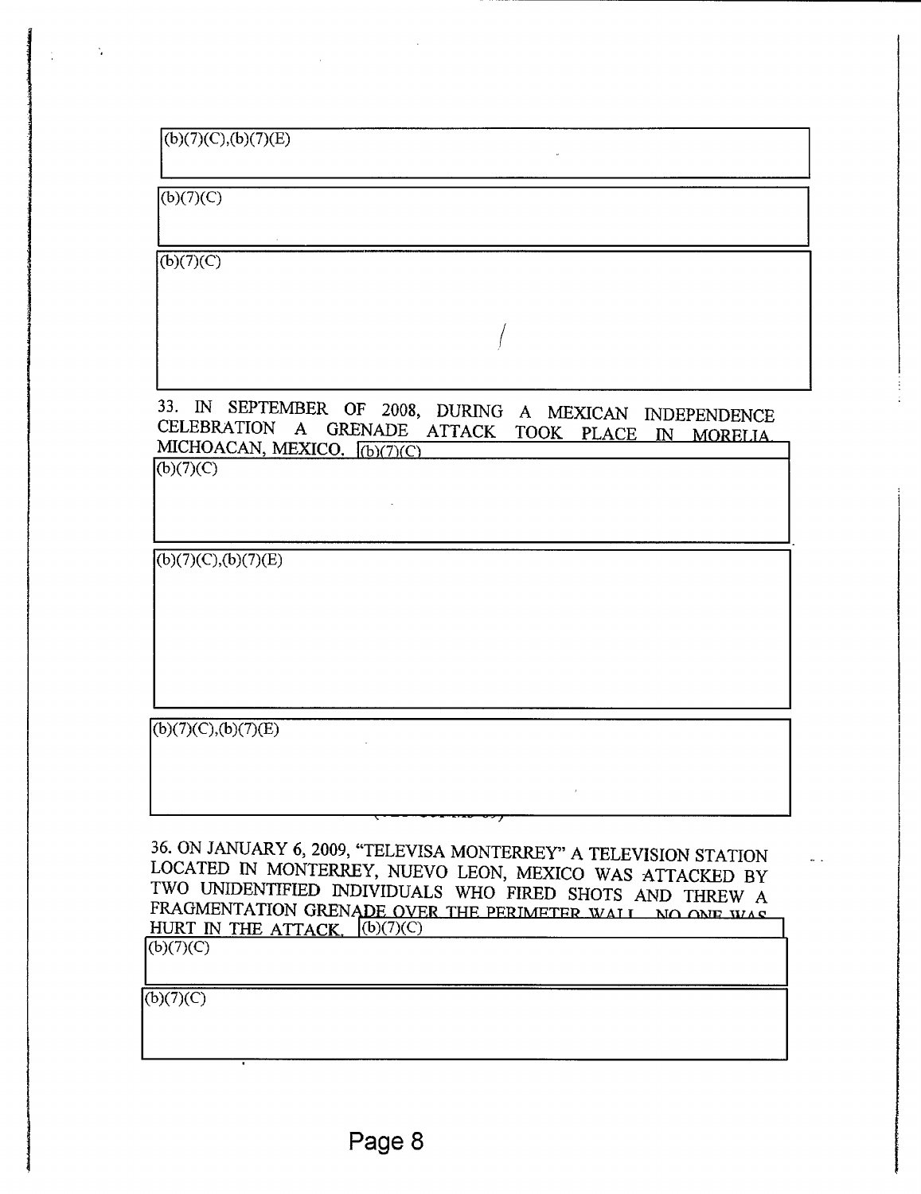(b)(7)(C),(b)(7)(E)

(b)(7)(C)

(b)(7)(C)

33. IN SEPTEMBER OF 2008, DURING A MEXICAN INDEPENDENCE CELEBRATION A GRENADE ATTACK TOOK PLACE IN MORELIA, MICHOACAN, MEXICO. (b)(7)(C)

(b)(7)(C)

(b)(7)(C),(b)(7)(E)

(b)(7)(C),(b)(7)(E)

36. ON JANUARY 6, 2009, "TELEVISA MONTERREY" A TELEVISION STATION LOCATED IN MONTERREY, NUEVO LEON, MEXICO WAS ATTACKED BY TWO UNIDENTIFIED INDIVIDUALS WHO FIRED SHOTS AND THREW A FRAGMENTATION GRENADE OVER THE PERIMETER WALL. NO ONE WAS HURT IN THE ATTACK. (b)(7)(C)

(b)(7)(C)

(b)(7)(C)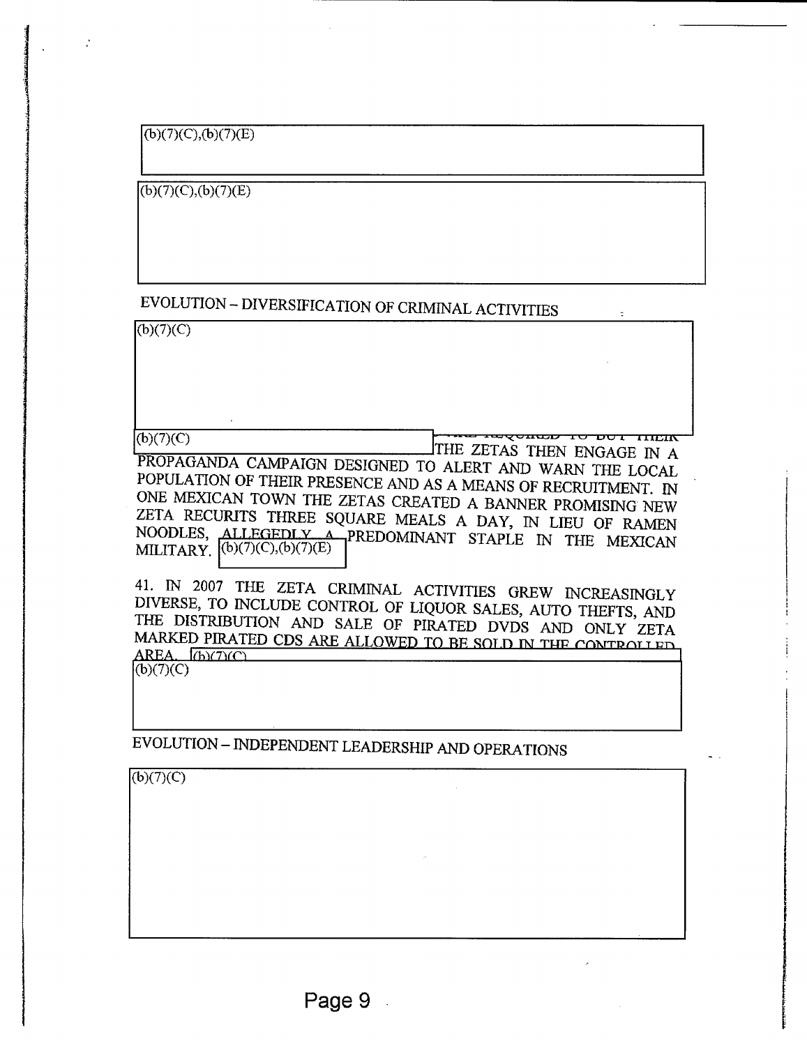(b)(7)(C),(b)(7)(E)

(b)(7)(C),(b)(7)(E)

## EVOLUTION – DIVERSIFICATION OF CRIMINAL ACTIVITIES

(b)(7)(C)

(b)(7)(C) THE ZETAS THEN ENGAGE IN A PROPAGANDA CAMPAIGN DESIGNED TO ALERT AND WARN THE LOCAL POPULATION OF THEIR PRESENCE AND AS A MEANS OF RECRUITMENT. IN ONE MEXICAN TOWN THE ZETAS CREATED A BANNER PROMISING NEW ZETA RECURITS THREE SQUARE MEALS A DAY, IN LIEU OF RAMEN NOODLES, ALLEGEDLY A PREDOMINANT STAPLE IN THE MEXICAN MILITARY. (b)(7)(C),(b)(7)(E)

41. IN 2007 THE ZETA CRIMINAL ACTIVITIES GREW INCREASINGLY DIVERSE, TO INCLUDE CONTROL OF LIQUOR SALES, AUTO THEFTS, AND THE DISTRIBUTION AND SALE OF PIRATED DVDS AND ONLY ZETA MARKED PIRATED CDS ARE ALLOWED TO BE SOLD IN THE CONTROLLED AREA. (b)(7)(C)

(b)(7)(C)

## EVOLUTION – INDEPENDENT LEADERSHIP AND OPERATIONS

(b)(7)(C)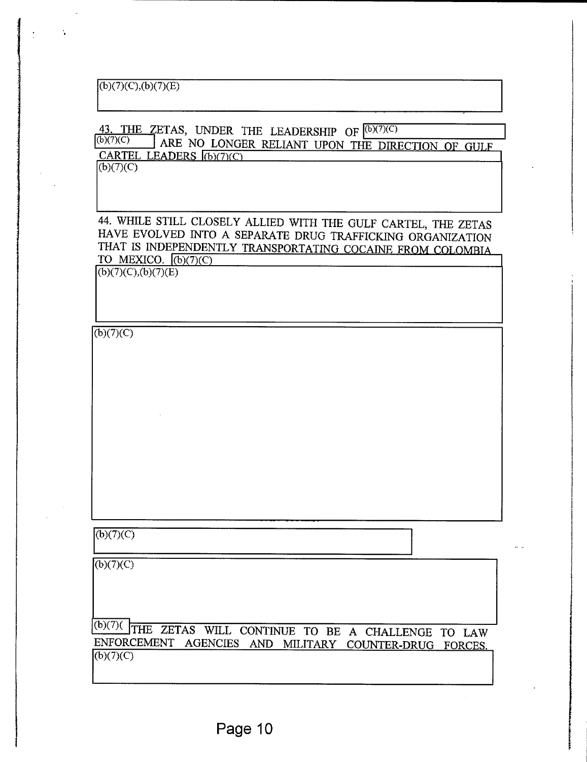(b)(7)(C),(b)(7)(E)

43. THE ZETAS, UNDER THE LEADERSHIP OF (b)(7)(C) (b)(7)(C) ARE NO LONGER RELIANT UPON THE DIRECTION OF GULF CARTEL LEADERS (b)(7)(C)

(b)(7)(C)

44. WHILE STILL CLOSELY ALLIED WITH THE GULF CARTEL, THE ZETAS HAVE EVOLVED INTO A SEPARATE DRUG TRAFFICKING ORGANIZATION THAT IS INDEPENDENTLY TRANSPORTATING COCAINE FROM COLOMBIA TO MEXICO. (b)(7)(C)

(b)(7)(C),(b)(7)(E)

(b)(7)(C)

(b)(7)(C)

(b)(7)(C)

(b)(7)( THE ZETAS WILL CONTINUE TO BE A CHALLENGE TO LAW ENFORCEMENT AGENCIES AND MILITARY COUNTER-DRUG FORCES.

(b)(7)(C)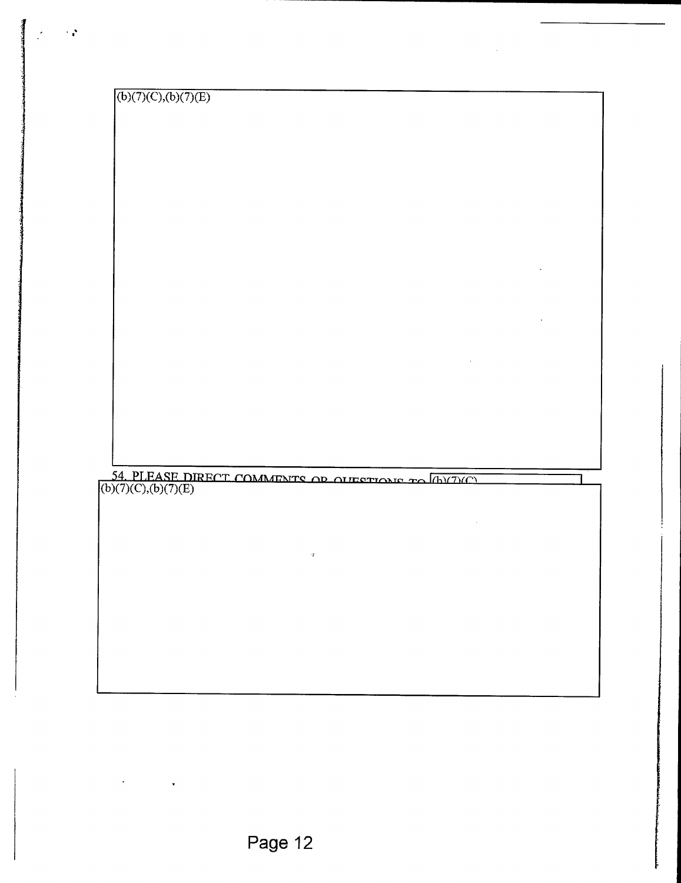(b)(7)(C),(b)(7)(E)

54. PLEASE DIRECT COMMENTS OR QUESTIONS TO (b)(7)(C)

(b)(7)(C),(b)(7)(E)